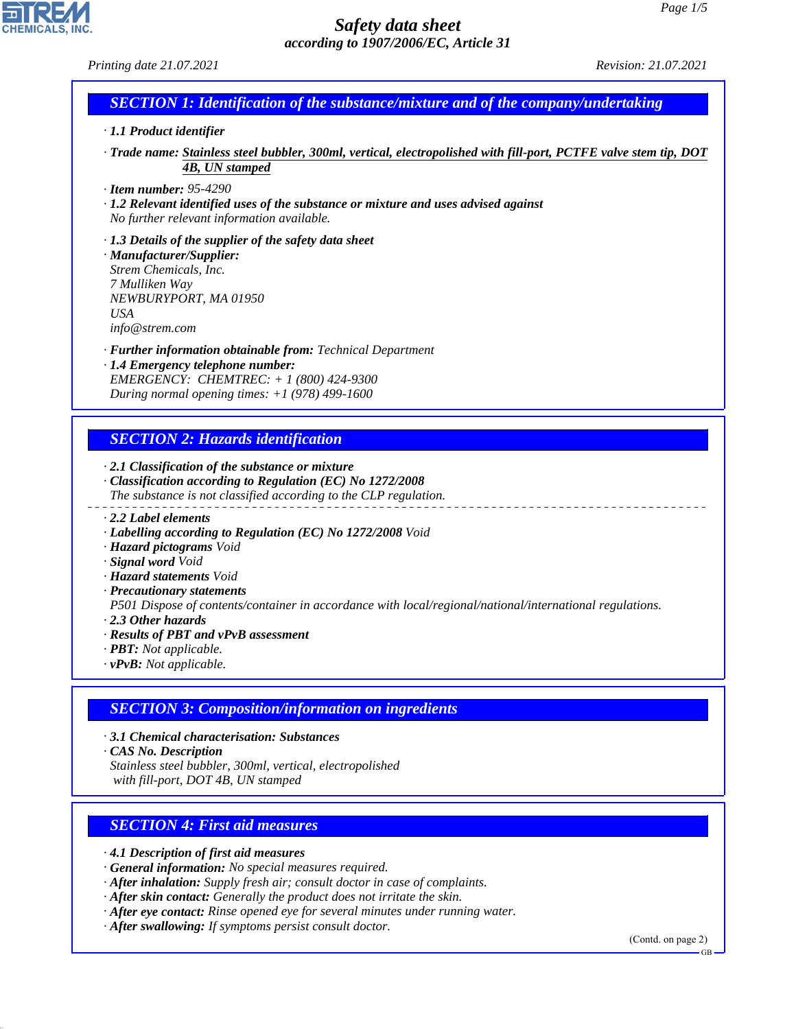# Safety data sheet

*according to 1907/2006/EC, Article 31*

*Printing date 21.07.2021* *Revision: 21.07.2021*

## SECTION 1: Identification of the substance/mixture and of the company/undertaking

- **1.1 Product identifier**
- **Trade name:** **Stainless steel bubbler, 300ml, vertical, electropolished with fill-port, PCTFE valve stem tip, DOT 4B, UN stamped**
- **Item number:** 95-4290
- **1.2 Relevant identified uses of the substance or mixture and uses advised against**
  No further relevant information available.
- **1.3 Details of the supplier of the safety data sheet**
- **Manufacturer/Supplier:**
  Strem Chemicals, Inc.
  7 Mulliken Way
  NEWBURYPORT, MA 01950
  USA
  info@strem.com
- **Further information obtainable from:** Technical Department
- **1.4 Emergency telephone number:**
  EMERGENCY: CHEMTREC: + 1 (800) 424-9300
  During normal opening times: +1 (978) 499-1600

## SECTION 2: Hazards identification

- **2.1 Classification of the substance or mixture**
- **Classification according to Regulation (EC) No 1272/2008**
  The substance is not classified according to the CLP regulation.

---

- **2.2 Label elements**
- **Labelling according to Regulation (EC) No 1272/2008** Void
- **Hazard pictograms** Void
- **Signal word** Void
- **Hazard statements** Void
- **Precautionary statements**
  P501 Dispose of contents/container in accordance with local/regional/national/international regulations.
- **2.3 Other hazards**
- **Results of PBT and vPvB assessment**
- **PBT:** Not applicable.
- **vPvB:** Not applicable.

## SECTION 3: Composition/information on ingredients

- **3.1 Chemical characterisation: Substances**
- **CAS No. Description**
  Stainless steel bubbler, 300ml, vertical, electropolished
  with fill-port, DOT 4B, UN stamped

## SECTION 4: First aid measures

- **4.1 Description of first aid measures**
- **General information:** No special measures required.
- **After inhalation:** Supply fresh air; consult doctor in case of complaints.
- **After skin contact:** Generally the product does not irritate the skin.
- **After eye contact:** Rinse opened eye for several minutes under running water.
- **After swallowing:** If symptoms persist consult doctor.

(Contd. on page 2)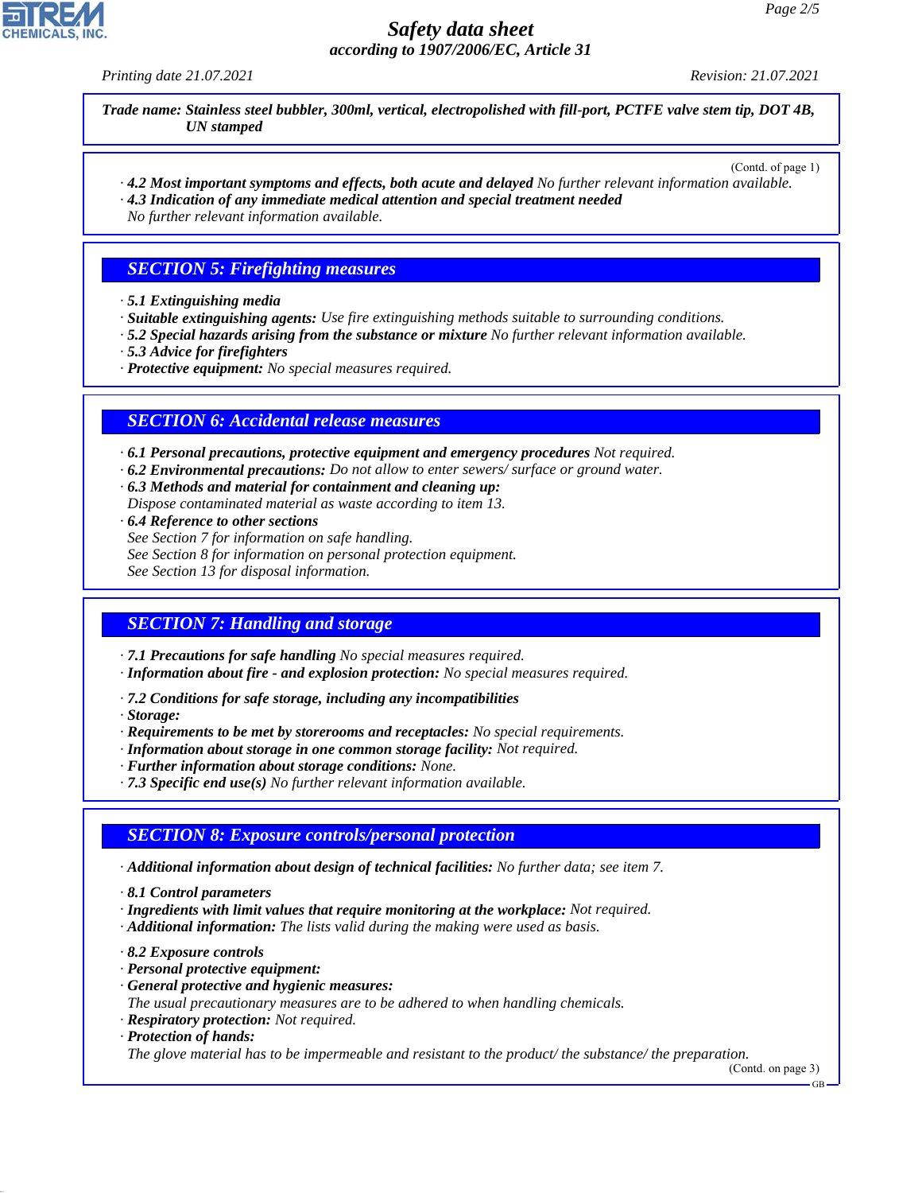**Trade name: Stainless steel bubbler, 300ml, vertical, electropolished with fill-port, PCTFE valve stem tip, DOT 4B, UN stamped**

(Contd. of page 1)

· **4.2 Most important symptoms and effects, both acute and delayed** No further relevant information available.
· **4.3 Indication of any immediate medical attention and special treatment needed**
No further relevant information available.

## SECTION 5: Firefighting measures

· **5.1 Extinguishing media**
· **Suitable extinguishing agents:** Use fire extinguishing methods suitable to surrounding conditions.
· **5.2 Special hazards arising from the substance or mixture** No further relevant information available.
· **5.3 Advice for firefighters**
· **Protective equipment:** No special measures required.

## SECTION 6: Accidental release measures

· **6.1 Personal precautions, protective equipment and emergency procedures** Not required.
· **6.2 Environmental precautions:** Do not allow to enter sewers/ surface or ground water.
· **6.3 Methods and material for containment and cleaning up:**
Dispose contaminated material as waste according to item 13.
· **6.4 Reference to other sections**
See Section 7 for information on safe handling.
See Section 8 for information on personal protection equipment.
See Section 13 for disposal information.

## SECTION 7: Handling and storage

· **7.1 Precautions for safe handling** No special measures required.
· **Information about fire - and explosion protection:** No special measures required.

· **7.2 Conditions for safe storage, including any incompatibilities**
· **Storage:**
· **Requirements to be met by storerooms and receptacles:** No special requirements.
· **Information about storage in one common storage facility:** Not required.
· **Further information about storage conditions:** None.
· **7.3 Specific end use(s)** No further relevant information available.

## SECTION 8: Exposure controls/personal protection

· **Additional information about design of technical facilities:** No further data; see item 7.

· **8.1 Control parameters**
· **Ingredients with limit values that require monitoring at the workplace:** Not required.
· **Additional information:** The lists valid during the making were used as basis.

· **8.2 Exposure controls**
· **Personal protective equipment:**
· **General protective and hygienic measures:**
The usual precautionary measures are to be adhered to when handling chemicals.
· **Respiratory protection:** Not required.
· **Protection of hands:**
The glove material has to be impermeable and resistant to the product/ the substance/ the preparation.

(Contd. on page 3)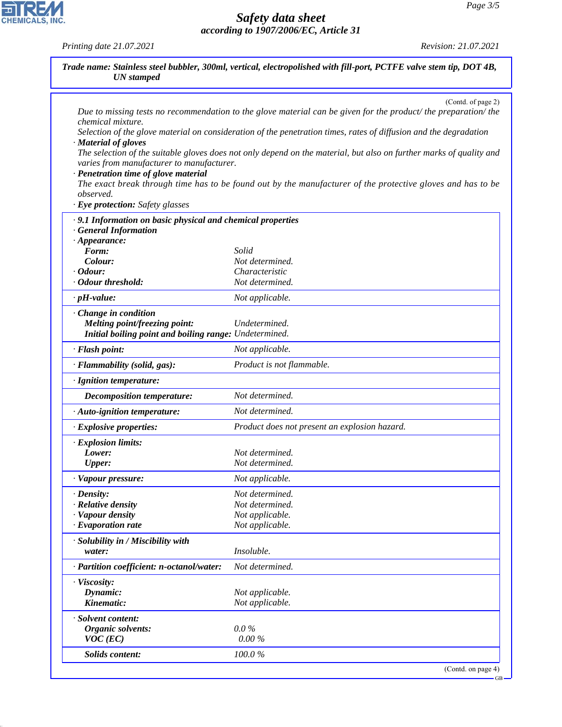**Trade name: Stainless steel bubbler, 300ml, vertical, electropolished with fill-port, PCTFE valve stem tip, DOT 4B, UN stamped**

(Contd. of page 2)

Due to missing tests no recommendation to the glove material can be given for the product/ the preparation/ the chemical mixture.
Selection of the glove material on consideration of the penetration times, rates of diffusion and the degradation

· **Material of gloves**
The selection of the suitable gloves does not only depend on the material, but also on further marks of quality and varies from manufacturer to manufacturer.

· **Penetration time of glove material**
The exact break through time has to be found out by the manufacturer of the protective gloves and has to be observed.

· **Eye protection:** Safety glasses

· **9.1 Information on basic physical and chemical properties**
· **General Information**

| Property | Value |
|---|---|
| · **Appearance:** | |
| **Form:** | Solid |
| **Colour:** | Not determined. |
| · **Odour:** | Characteristic |
| · **Odour threshold:** | Not determined. |
| · **pH-value:** | Not applicable. |
| · **Change in condition** | |
| **Melting point/freezing point:** | Undetermined. |
| **Initial boiling point and boiling range:** | Undetermined. |
| · **Flash point:** | Not applicable. |
| · **Flammability (solid, gas):** | Product is not flammable. |
| · **Ignition temperature:** | |
| **Decomposition temperature:** | Not determined. |
| · **Auto-ignition temperature:** | Not determined. |
| · **Explosive properties:** | Product does not present an explosion hazard. |
| · **Explosion limits:** | |
| **Lower:** | Not determined. |
| **Upper:** | Not determined. |
| · **Vapour pressure:** | Not applicable. |
| · **Density:** | Not determined. |
| · **Relative density** | Not determined. |
| · **Vapour density** | Not applicable. |
| · **Evaporation rate** | Not applicable. |
| · **Solubility in / Miscibility with** | |
| **water:** | Insoluble. |
| · **Partition coefficient: n-octanol/water:** | Not determined. |
| · **Viscosity:** | |
| **Dynamic:** | Not applicable. |
| **Kinematic:** | Not applicable. |
| · **Solvent content:** | |
| **Organic solvents:** | 0.0 % |
| **VOC (EC)** | 0.00 % |
| **Solids content:** | 100.0 % |

(Contd. on page 4)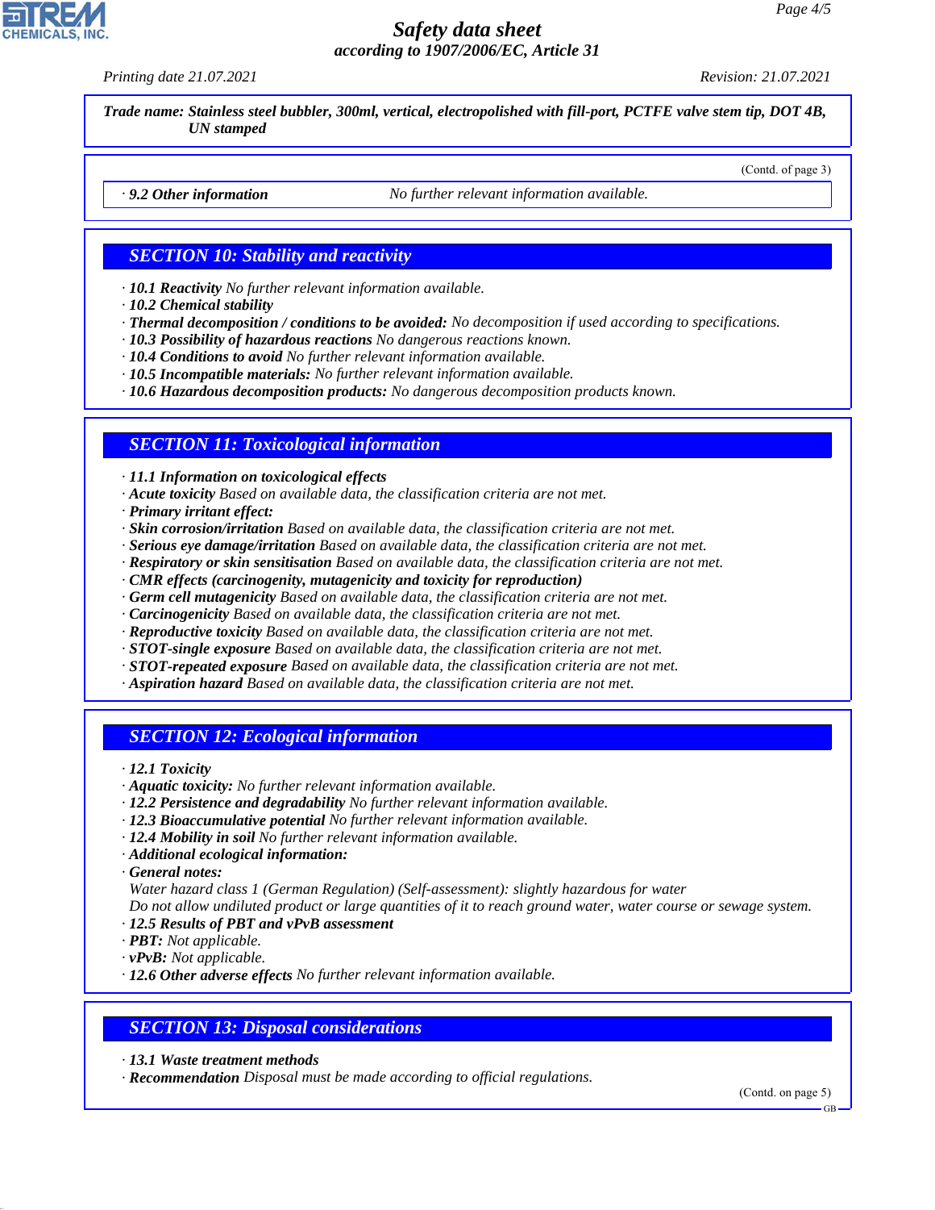**Trade name: Stainless steel bubbler, 300ml, vertical, electropolished with fill-port, PCTFE valve stem tip, DOT 4B, UN stamped**

(Contd. of page 3)

· **9.2 Other information** No further relevant information available.

## SECTION 10: Stability and reactivity

· **10.1 Reactivity** No further relevant information available.
· **10.2 Chemical stability**
· **Thermal decomposition / conditions to be avoided:** No decomposition if used according to specifications.
· **10.3 Possibility of hazardous reactions** No dangerous reactions known.
· **10.4 Conditions to avoid** No further relevant information available.
· **10.5 Incompatible materials:** No further relevant information available.
· **10.6 Hazardous decomposition products:** No dangerous decomposition products known.

## SECTION 11: Toxicological information

· **11.1 Information on toxicological effects**
· **Acute toxicity** Based on available data, the classification criteria are not met.
· **Primary irritant effect:**
· **Skin corrosion/irritation** Based on available data, the classification criteria are not met.
· **Serious eye damage/irritation** Based on available data, the classification criteria are not met.
· **Respiratory or skin sensitisation** Based on available data, the classification criteria are not met.
· **CMR effects (carcinogenity, mutagenicity and toxicity for reproduction)**
· **Germ cell mutagenicity** Based on available data, the classification criteria are not met.
· **Carcinogenicity** Based on available data, the classification criteria are not met.
· **Reproductive toxicity** Based on available data, the classification criteria are not met.
· **STOT-single exposure** Based on available data, the classification criteria are not met.
· **STOT-repeated exposure** Based on available data, the classification criteria are not met.
· **Aspiration hazard** Based on available data, the classification criteria are not met.

## SECTION 12: Ecological information

· **12.1 Toxicity**
· **Aquatic toxicity:** No further relevant information available.
· **12.2 Persistence and degradability** No further relevant information available.
· **12.3 Bioaccumulative potential** No further relevant information available.
· **12.4 Mobility in soil** No further relevant information available.
· **Additional ecological information:**
· **General notes:**
Water hazard class 1 (German Regulation) (Self-assessment): slightly hazardous for water
Do not allow undiluted product or large quantities of it to reach ground water, water course or sewage system.
· **12.5 Results of PBT and vPvB assessment**
· **PBT:** Not applicable.
· **vPvB:** Not applicable.
· **12.6 Other adverse effects** No further relevant information available.

## SECTION 13: Disposal considerations

· **13.1 Waste treatment methods**
· **Recommendation** Disposal must be made according to official regulations.

(Contd. on page 5)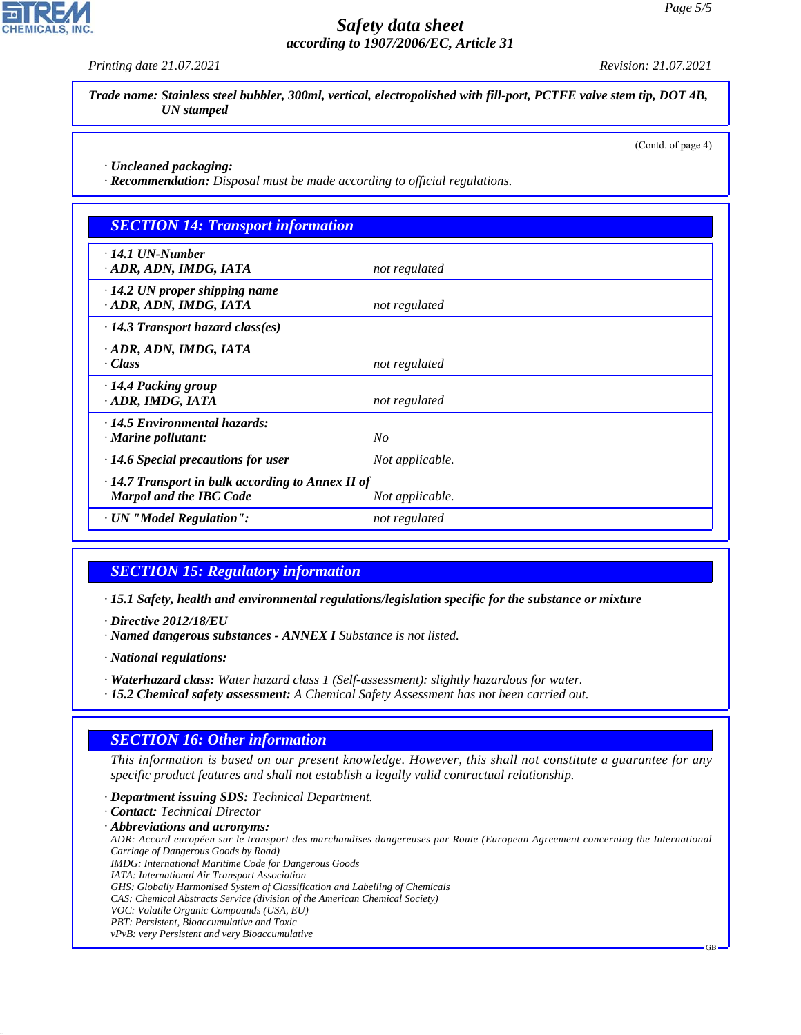**Trade name: Stainless steel bubbler, 300ml, vertical, electropolished with fill-port, PCTFE valve stem tip, DOT 4B, UN stamped**

(Contd. of page 4)

· **Uncleaned packaging:**
· **Recommendation:** Disposal must be made according to official regulations.

## SECTION 14: Transport information

| | |
|---|---|
| · **14.1 UN-Number**<br>· **ADR, ADN, IMDG, IATA** | not regulated |
| · **14.2 UN proper shipping name**<br>· **ADR, ADN, IMDG, IATA** | not regulated |
| · **14.3 Transport hazard class(es)**<br>· **ADR, ADN, IMDG, IATA**<br>· **Class** | not regulated |
| · **14.4 Packing group**<br>· **ADR, IMDG, IATA** | not regulated |
| · **14.5 Environmental hazards:**<br>· **Marine pollutant:** | No |
| · **14.6 Special precautions for user** | Not applicable. |
| · **14.7 Transport in bulk according to Annex II of Marpol and the IBC Code** | Not applicable. |
| · **UN "Model Regulation":** | not regulated |

## SECTION 15: Regulatory information

· **15.1 Safety, health and environmental regulations/legislation specific for the substance or mixture**

· **Directive 2012/18/EU**
· **Named dangerous substances - ANNEX I** Substance is not listed.

· **National regulations:**

· **Waterhazard class:** Water hazard class 1 (Self-assessment): slightly hazardous for water.
· **15.2 Chemical safety assessment:** A Chemical Safety Assessment has not been carried out.

## SECTION 16: Other information

This information is based on our present knowledge. However, this shall not constitute a guarantee for any specific product features and shall not establish a legally valid contractual relationship.

· **Department issuing SDS:** Technical Department.
· **Contact:** Technical Director
· **Abbreviations and acronyms:**
ADR: Accord européen sur le transport des marchandises dangereuses par Route (European Agreement concerning the International Carriage of Dangerous Goods by Road)
IMDG: International Maritime Code for Dangerous Goods
IATA: International Air Transport Association
GHS: Globally Harmonised System of Classification and Labelling of Chemicals
CAS: Chemical Abstracts Service (division of the American Chemical Society)
VOC: Volatile Organic Compounds (USA, EU)
PBT: Persistent, Bioaccumulative and Toxic
vPvB: very Persistent and very Bioaccumulative